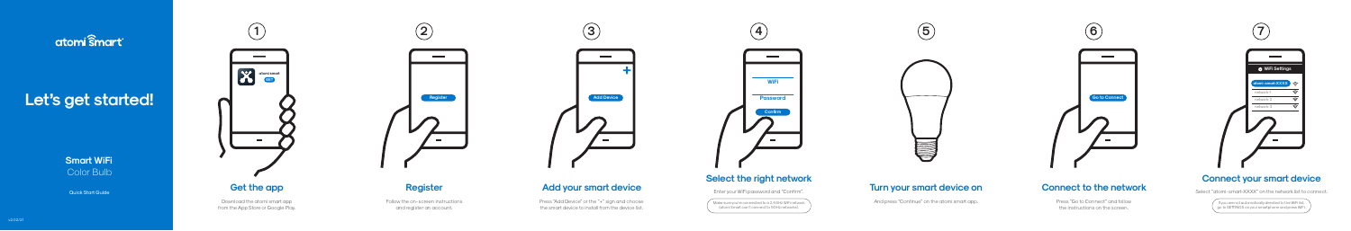atomi smart

# Let's get started!

**Smart WiFi**
Color Bulb

Quick Start Guide

v2.02.01

## 1 Get the app

Download the atomi smart app from the App Store or Google Play.

## 2 Register

Follow the on-screen instructions and register an account.

## 3 Add your smart device

Press "Add Device" or the "+" sign and choose the smart device to install from the device list.

## 4 Select the right network

Enter your WiFi password and "Confirm".

Make sure you're connected to a 2.4GHz WiFi network (atomi Smart can't connect to 5GHz networks).

## 5 Turn your smart device on

And press "Continue" on the atomi smart app.

## 6 Connect to the network

Press "Go to Connect" and follow the instructions on the screen.

## 7 Connect your smart device

Select "atomi-smart-XXXX" on the network list to connect.

If you are not automatically directed to the WiFi list, go to SETTINGS on your smartphone and press WiFi.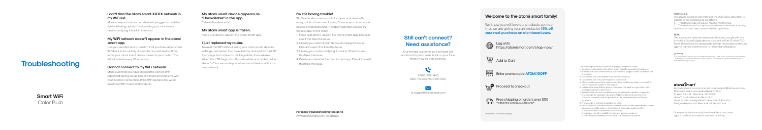# Troubleshooting

**Smart WiFi**
Color Bulb

### I can't find the atomi.smart.XXXX network in my WiFi list.

Make sure your atomi smart device is plugged in and the light is blinking quickly. If not, unplug your atomi smart device and plug it back in to reboot.

### My WiFi network doesn't appear in the atomi smart app.

Use your smartphone to confirm that you have at least two WiFi bars in the vicinity of your atomi smart device. If not, move your atomi smart device closer to your router. (The list will refresh every 10 seconds).

### Cannot connect to my WiFi network.

Make sure that you have entered the correct WiFi password during setup. Check if there are problems with your internet connection. If the WiFi signal is too weak, reset your WiFi router and try again.

### My atomi smart device appears as "Unavailable" in the app.

Refresh the device list.

### My atomi smart app is frozen.

Force quit and re-launch the atomi smart app.

### I just replaced my router.

To reset the WiFi without losing your atomi smart device settings, hold down the power button and wait for the LED to change from amber to blinking white, then release. When the LED begins to alternate white and amber, follow steps 3-5 to associate your atomi smart device with your new network.

### I'm still having trouble!

Wi-Fi networks come in a lot of shapes and sizes with many quirks of their own. It doesn't mean your atomi smart device is malfunctioning. If problems persist, please try these steps, in this order:

1. Force quit and re-launch the atomi smart app. Check to see if this fixes the issue.
2. Unplug your atomi smart device and plug it back in. Check to see if this fixes the issue.
3. Unplug your router and plug it back in. Check to see if this fixes the issue.
4. Delete and reinstall the atomi smart app. Check to see if this fixes the issue.

**For more troubleshooting tips go to**
www.atomismart.com/helpBulbs

## Still can't connect? Need assistance?

Our friendly customer service team will work hard to put a smile back on your face. Here's how we can connect.

1-800-757-1440
Mon-Fri 9:00-5:00 EST (US)

or support@atomiusa.com

## Welcome to the atomi smart family!

We know you will love our products so much that we are giving you an exclusive **15% off your next purchase on atomismart.com.**

Log onto https://atomismart.com/shop-now/

Add to Cart

Enter promo code **ATOMI15OFF**

Proceed to checkout

Free shipping on orders over $50
*within the contiguous US only*

The following terms and conditions apply to the promo code:
1. Coupon is only valid on the atomi smart website www.atomismart.com.
2. A valid code must be entered at the checkout page in order to redeem the promotion.
3. Customers are only entitled to one-time discount.
4. Customers can only use the promo code once.
5. atomi smart reserves the right to cancel or modify any order, or revoke the use of the promo code for any reason.
6. Unless otherwise stated, promo codes are not valid in conjunction with other promotions or discounts.
7. Additional terms and conditions may be specified in relation to specific promo code (for example, duration, eligibility, discount amount and products covered) and will govern the use and redemption of those promotions.
8. Promo code is not exchangeable for cash.
9. atomi smart will not be liable and/or be required to offer replacement codes, discounts, credits, cash or otherwise compensate customers for
a. discontinued or cancelled promo code
b. improper use of or inability to redeem a promo code, or
c. the inability to redeem a promo code due to technical issues.

Terms and conditions apply.

FCC Notice:
This device complies with Part 15 of the FCC Rules. Operation is subject to the two following conditions:
1. This device may not cause harmful interference.
2. This device must accept any interference received, including interference that may cause undesired operation.

Note:
This equipment has been tested and found to comply with the limits for a Class B digital device, pursuant to Part 15 of the FCC Rules. These limits are designed to provide reasonable protection against harmful interference in a residential installation.

⚠ Warning
This product can expose you to chemicals including Lead, which is known to the State of California to cause cancer, birth defects or other reproductive harm. For more information go to www.P65Warnings.ca.gov.

atomi smart

For questions or concerns, email us at support@atomiusa.com
Manufactured and marketed by Atomi Inc.
10 West 33rd St., New York, NY 10001
atomi™ is a trademark of Atomi Inc.
atomi smart® is a registered trademark of Atomi Inc.
Designed by atomi in New York. Made in China.

One-year limited warranty from the date of purchase against defects in material and workmanship.